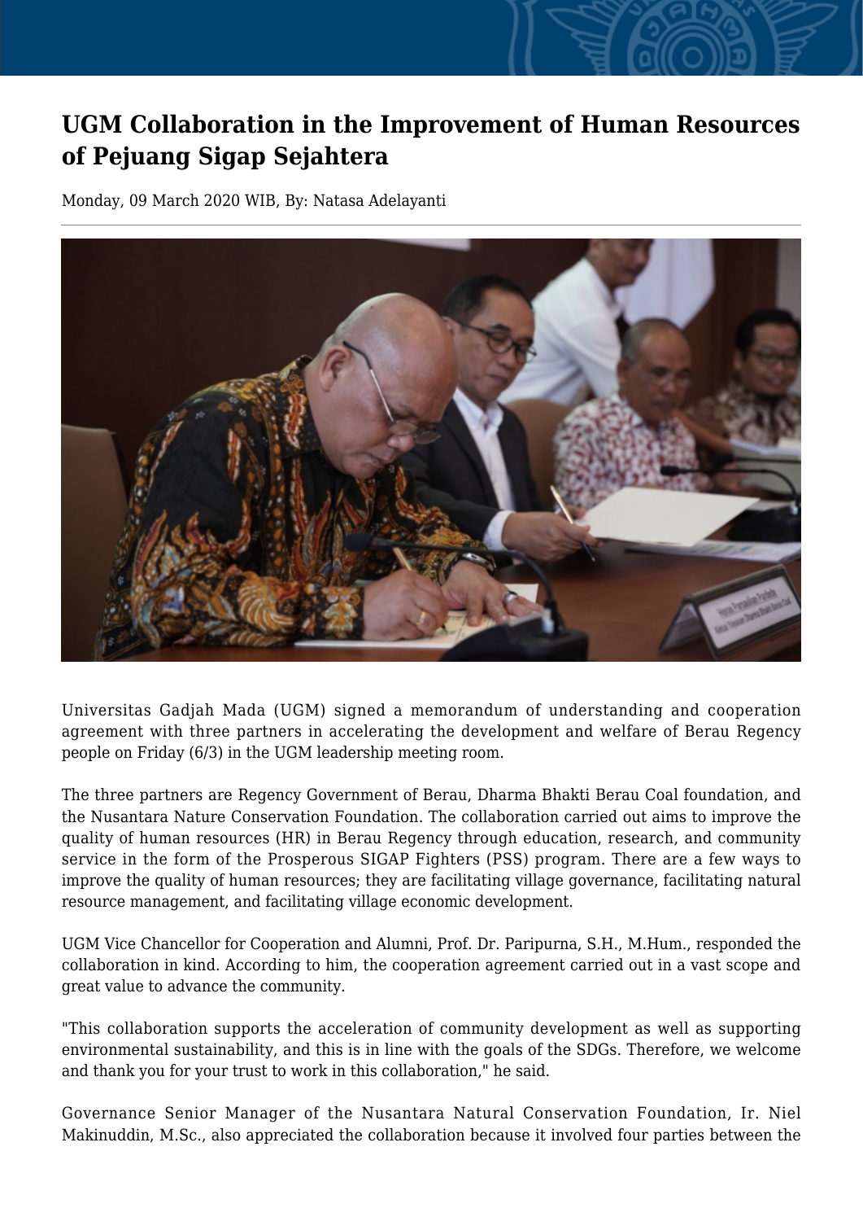# UGM Collaboration in the Improvement of Human Resources of Pejuang Sigap Sejahtera

Monday, 09 March 2020 WIB, By: Natasa Adelayanti

Universitas Gadjah Mada (UGM) signed a memorandum of understanding and cooperation agreement with three partners in accelerating the development and welfare of Berau Regency people on Friday (6/3) in the UGM leadership meeting room.

The three partners are Regency Government of Berau, Dharma Bhakti Berau Coal foundation, and the Nusantara Nature Conservation Foundation. The collaboration carried out aims to improve the quality of human resources (HR) in Berau Regency through education, research, and community service in the form of the Prosperous SIGAP Fighters (PSS) program. There are a few ways to improve the quality of human resources; they are facilitating village governance, facilitating natural resource management, and facilitating village economic development.

UGM Vice Chancellor for Cooperation and Alumni, Prof. Dr. Paripurna, S.H., M.Hum., responded the collaboration in kind. According to him, the cooperation agreement carried out in a vast scope and great value to advance the community.

"This collaboration supports the acceleration of community development as well as supporting environmental sustainability, and this is in line with the goals of the SDGs. Therefore, we welcome and thank you for your trust to work in this collaboration," he said.

Governance Senior Manager of the Nusantara Natural Conservation Foundation, Ir. Niel Makinuddin, M.Sc., also appreciated the collaboration because it involved four parties between the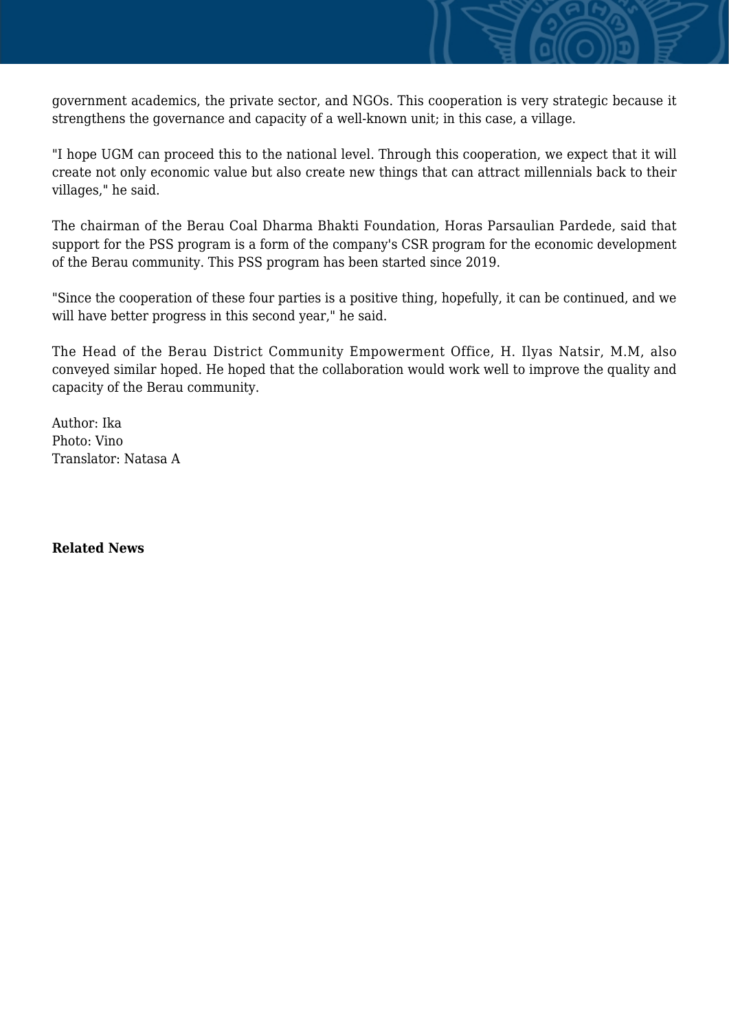government academics, the private sector, and NGOs. This cooperation is very strategic because it strengthens the governance and capacity of a well-known unit; in this case, a village.

"I hope UGM can proceed this to the national level. Through this cooperation, we expect that it will create not only economic value but also create new things that can attract millennials back to their villages," he said.

The chairman of the Berau Coal Dharma Bhakti Foundation, Horas Parsaulian Pardede, said that support for the PSS program is a form of the company's CSR program for the economic development of the Berau community. This PSS program has been started since 2019.

"Since the cooperation of these four parties is a positive thing, hopefully, it can be continued, and we will have better progress in this second year," he said.

The Head of the Berau District Community Empowerment Office, H. Ilyas Natsir, M.M, also conveyed similar hoped. He hoped that the collaboration would work well to improve the quality and capacity of the Berau community.

Author: Ika
Photo: Vino
Translator: Natasa A

**Related News**